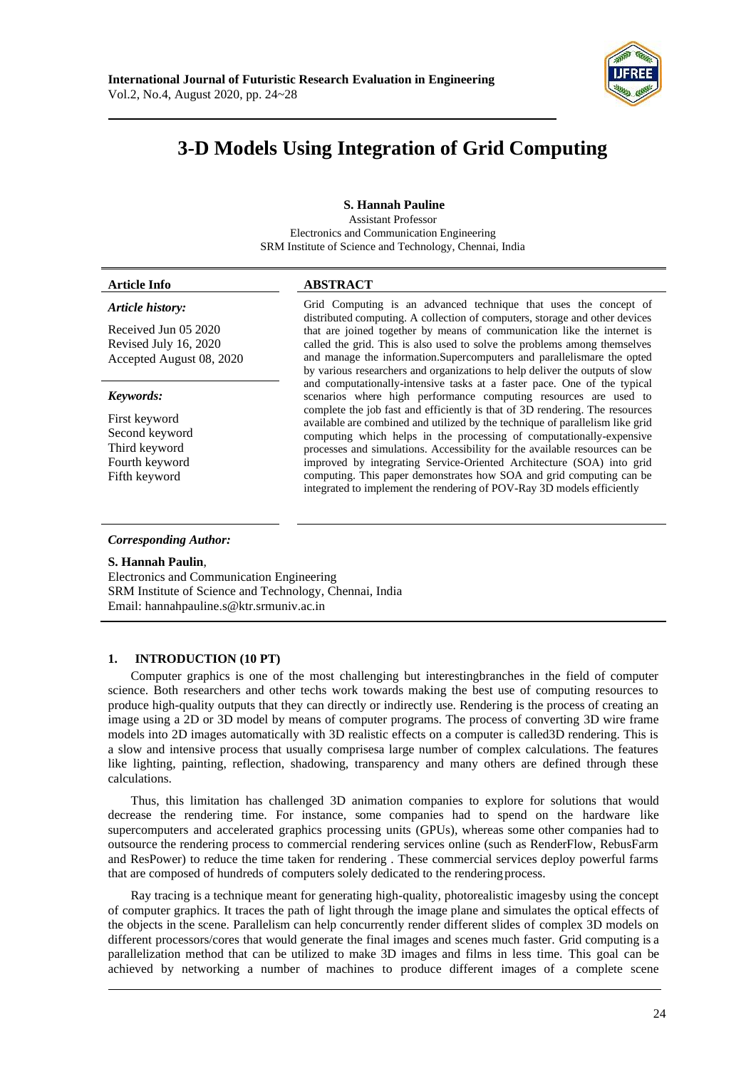# 3-D Models Using Integration of Grid Computing

**S. Hannah Pauline**
Assistant Professor
Electronics and Communication Engineering
SRM Institute of Science and Technology, Chennai, India

**Article Info**

*Article history:*

Received Jun 05 2020
Revised July 16, 2020
Accepted August 08, 2020

*Keywords:*

First keyword
Second keyword
Third keyword
Fourth keyword
Fifth keyword

**ABSTRACT**

Grid Computing is an advanced technique that uses the concept of distributed computing. A collection of computers, storage and other devices that are joined together by means of communication like the internet is called the grid. This is also used to solve the problems among themselves and manage the information.Supercomputers and parallelismare the opted by various researchers and organizations to help deliver the outputs of slow and computationally-intensive tasks at a faster pace. One of the typical scenarios where high performance computing resources are used to complete the job fast and efficiently is that of 3D rendering. The resources available are combined and utilized by the technique of parallelism like grid computing which helps in the processing of computationally-expensive processes and simulations. Accessibility for the available resources can be improved by integrating Service-Oriented Architecture (SOA) into grid computing. This paper demonstrates how SOA and grid computing can be integrated to implement the rendering of POV-Ray 3D models efficiently

*Corresponding Author:*

**S. Hannah Paulin**,
Electronics and Communication Engineering
SRM Institute of Science and Technology, Chennai, India
Email: hannahpauline.s@ktr.srmuniv.ac.in

## 1. INTRODUCTION (10 PT)

Computer graphics is one of the most challenging but interestingbranches in the field of computer science. Both researchers and other techs work towards making the best use of computing resources to produce high-quality outputs that they can directly or indirectly use. Rendering is the process of creating an image using a 2D or 3D model by means of computer programs. The process of converting 3D wire frame models into 2D images automatically with 3D realistic effects on a computer is called3D rendering. This is a slow and intensive process that usually comprisesa large number of complex calculations. The features like lighting, painting, reflection, shadowing, transparency and many others are defined through these calculations.

Thus, this limitation has challenged 3D animation companies to explore for solutions that would decrease the rendering time. For instance, some companies had to spend on the hardware like supercomputers and accelerated graphics processing units (GPUs), whereas some other companies had to outsource the rendering process to commercial rendering services online (such as RenderFlow, RebusFarm and ResPower) to reduce the time taken for rendering . These commercial services deploy powerful farms that are composed of hundreds of computers solely dedicated to the rendering process.

Ray tracing is a technique meant for generating high-quality, photorealistic imagesby using the concept of computer graphics. It traces the path of light through the image plane and simulates the optical effects of the objects in the scene. Parallelism can help concurrently render different slides of complex 3D models on different processors/cores that would generate the final images and scenes much faster. Grid computing is a parallelization method that can be utilized to make 3D images and films in less time. This goal can be achieved by networking a number of machines to produce different images of a complete scene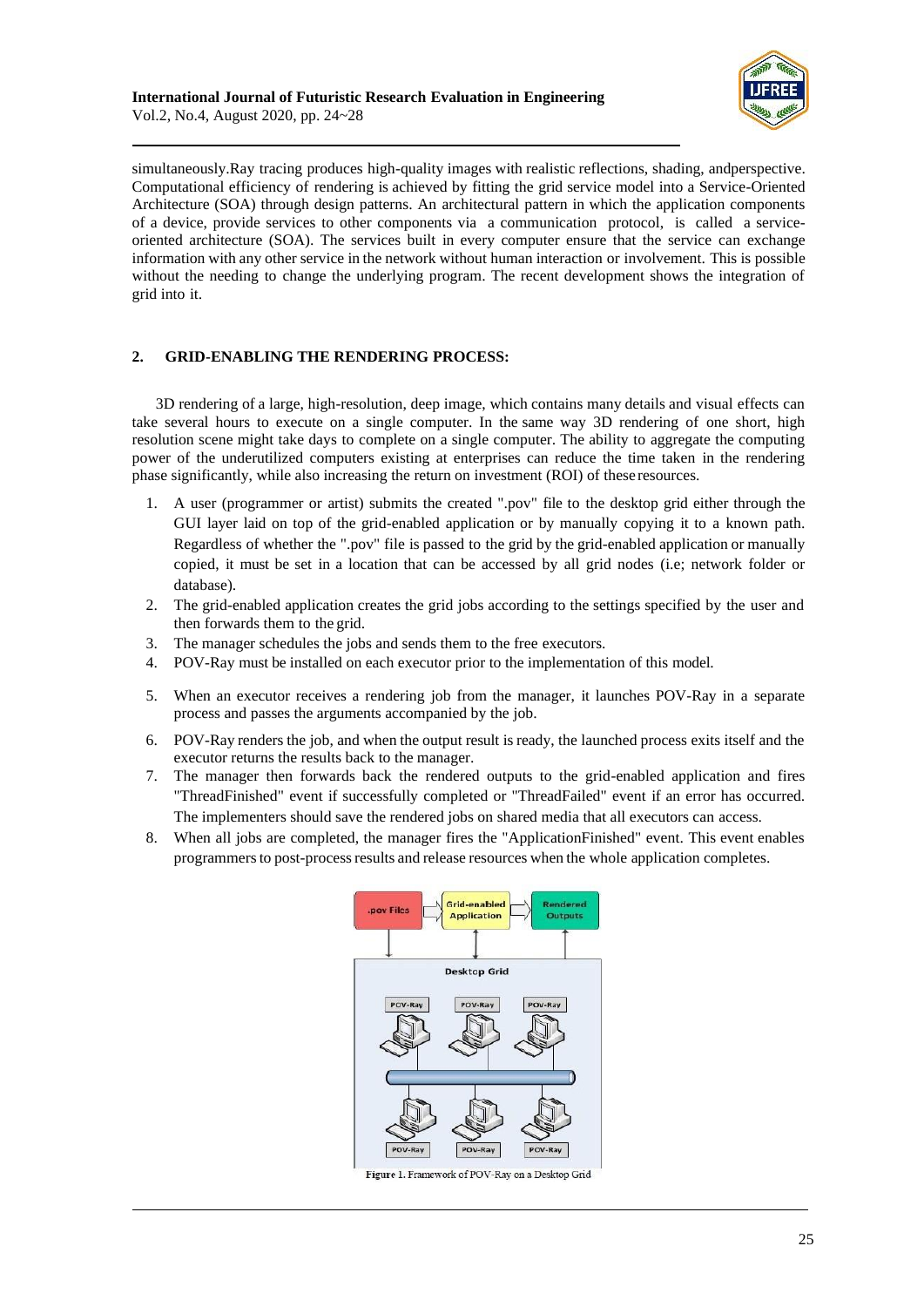simultaneously.Ray tracing produces high-quality images with realistic reflections, shading, andperspective. Computational efficiency of rendering is achieved by fitting the grid service model into a Service-Oriented Architecture (SOA) through design patterns. An architectural pattern in which the application components of a device, provide services to other components via a communication protocol, is called a service-oriented architecture (SOA). The services built in every computer ensure that the service can exchange information with any other service in the network without human interaction or involvement. This is possible without the needing to change the underlying program. The recent development shows the integration of grid into it.

## 2. GRID-ENABLING THE RENDERING PROCESS:

3D rendering of a large, high-resolution, deep image, which contains many details and visual effects can take several hours to execute on a single computer. In the same way 3D rendering of one short, high resolution scene might take days to complete on a single computer. The ability to aggregate the computing power of the underutilized computers existing at enterprises can reduce the time taken in the rendering phase significantly, while also increasing the return on investment (ROI) of these resources.

1. A user (programmer or artist) submits the created ".pov" file to the desktop grid either through the GUI layer laid on top of the grid-enabled application or by manually copying it to a known path. Regardless of whether the ".pov" file is passed to the grid by the grid-enabled application or manually copied, it must be set in a location that can be accessed by all grid nodes (i.e; network folder or database).
2. The grid-enabled application creates the grid jobs according to the settings specified by the user and then forwards them to the grid.
3. The manager schedules the jobs and sends them to the free executors.
4. POV-Ray must be installed on each executor prior to the implementation of this model.
5. When an executor receives a rendering job from the manager, it launches POV-Ray in a separate process and passes the arguments accompanied by the job.
6. POV-Ray renders the job, and when the output result is ready, the launched process exits itself and the executor returns the results back to the manager.
7. The manager then forwards back the rendered outputs to the grid-enabled application and fires "ThreadFinished" event if successfully completed or "ThreadFailed" event if an error has occurred. The implementers should save the rendered jobs on shared media that all executors can access.
8. When all jobs are completed, the manager fires the "ApplicationFinished" event. This event enables programmers to post-process results and release resources when the whole application completes.

.pov Files

Grid-enabled Application

Rendered Outputs

Desktop Grid

POV-Ray

Figure 1. Framework of POV-Ray on a Desktop Grid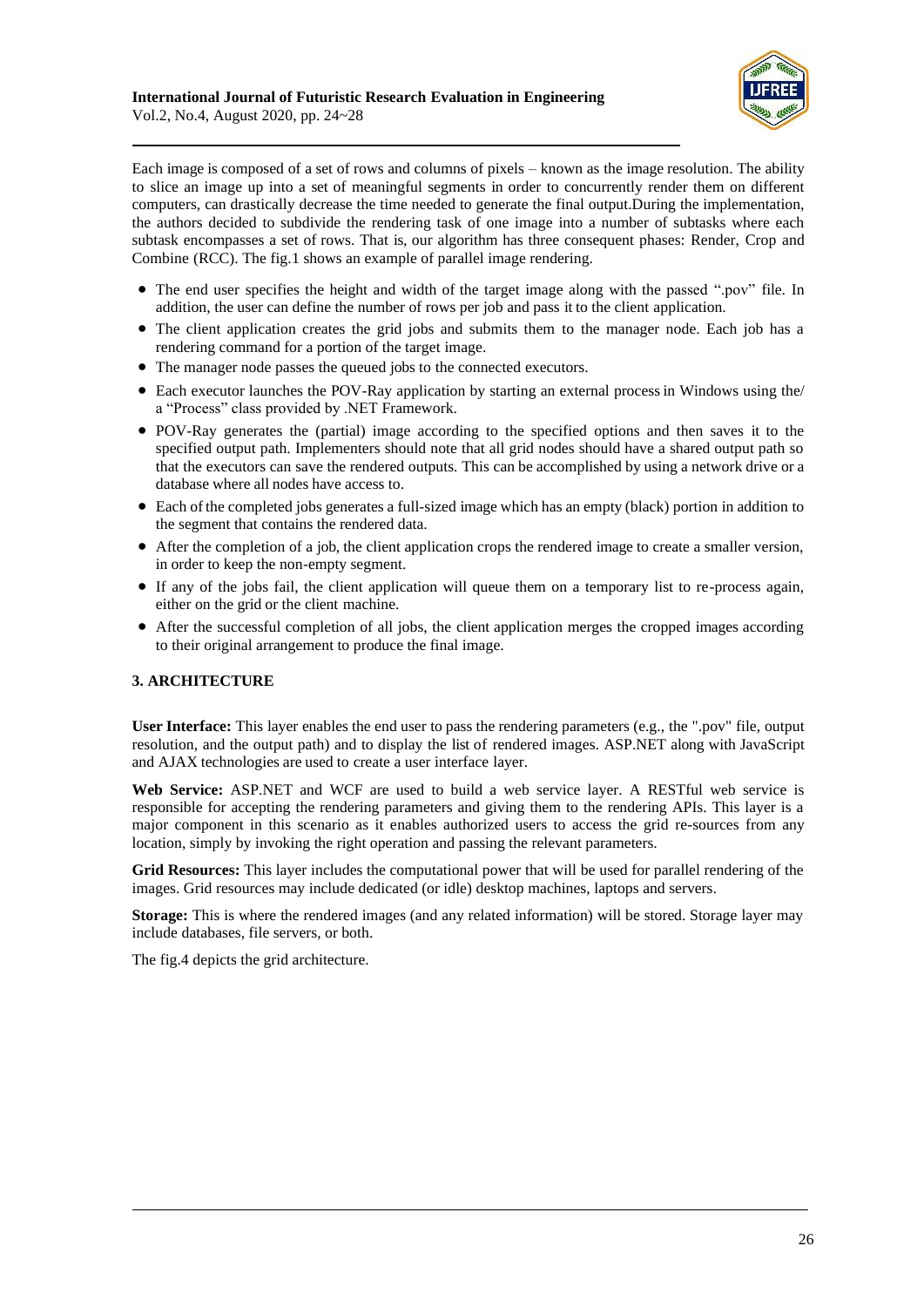Each image is composed of a set of rows and columns of pixels – known as the image resolution. The ability to slice an image up into a set of meaningful segments in order to concurrently render them on different computers, can drastically decrease the time needed to generate the final output.During the implementation, the authors decided to subdivide the rendering task of one image into a number of subtasks where each subtask encompasses a set of rows. That is, our algorithm has three consequent phases: Render, Crop and Combine (RCC). The fig.1 shows an example of parallel image rendering.

- The end user specifies the height and width of the target image along with the passed ".pov" file. In addition, the user can define the number of rows per job and pass it to the client application.
- The client application creates the grid jobs and submits them to the manager node. Each job has a rendering command for a portion of the target image.
- The manager node passes the queued jobs to the connected executors.
- Each executor launches the POV-Ray application by starting an external process in Windows using the/ a "Process" class provided by .NET Framework.
- POV-Ray generates the (partial) image according to the specified options and then saves it to the specified output path. Implementers should note that all grid nodes should have a shared output path so that the executors can save the rendered outputs. This can be accomplished by using a network drive or a database where all nodes have access to.
- Each of the completed jobs generates a full-sized image which has an empty (black) portion in addition to the segment that contains the rendered data.
- After the completion of a job, the client application crops the rendered image to create a smaller version, in order to keep the non-empty segment.
- If any of the jobs fail, the client application will queue them on a temporary list to re-process again, either on the grid or the client machine.
- After the successful completion of all jobs, the client application merges the cropped images according to their original arrangement to produce the final image.

## 3. ARCHITECTURE

**User Interface:** This layer enables the end user to pass the rendering parameters (e.g., the ".pov" file, output resolution, and the output path) and to display the list of rendered images. ASP.NET along with JavaScript and AJAX technologies are used to create a user interface layer.

**Web Service:** ASP.NET and WCF are used to build a web service layer. A RESTful web service is responsible for accepting the rendering parameters and giving them to the rendering APIs. This layer is a major component in this scenario as it enables authorized users to access the grid re-sources from any location, simply by invoking the right operation and passing the relevant parameters.

**Grid Resources:** This layer includes the computational power that will be used for parallel rendering of the images. Grid resources may include dedicated (or idle) desktop machines, laptops and servers.

**Storage:** This is where the rendered images (and any related information) will be stored. Storage layer may include databases, file servers, or both.

The fig.4 depicts the grid architecture.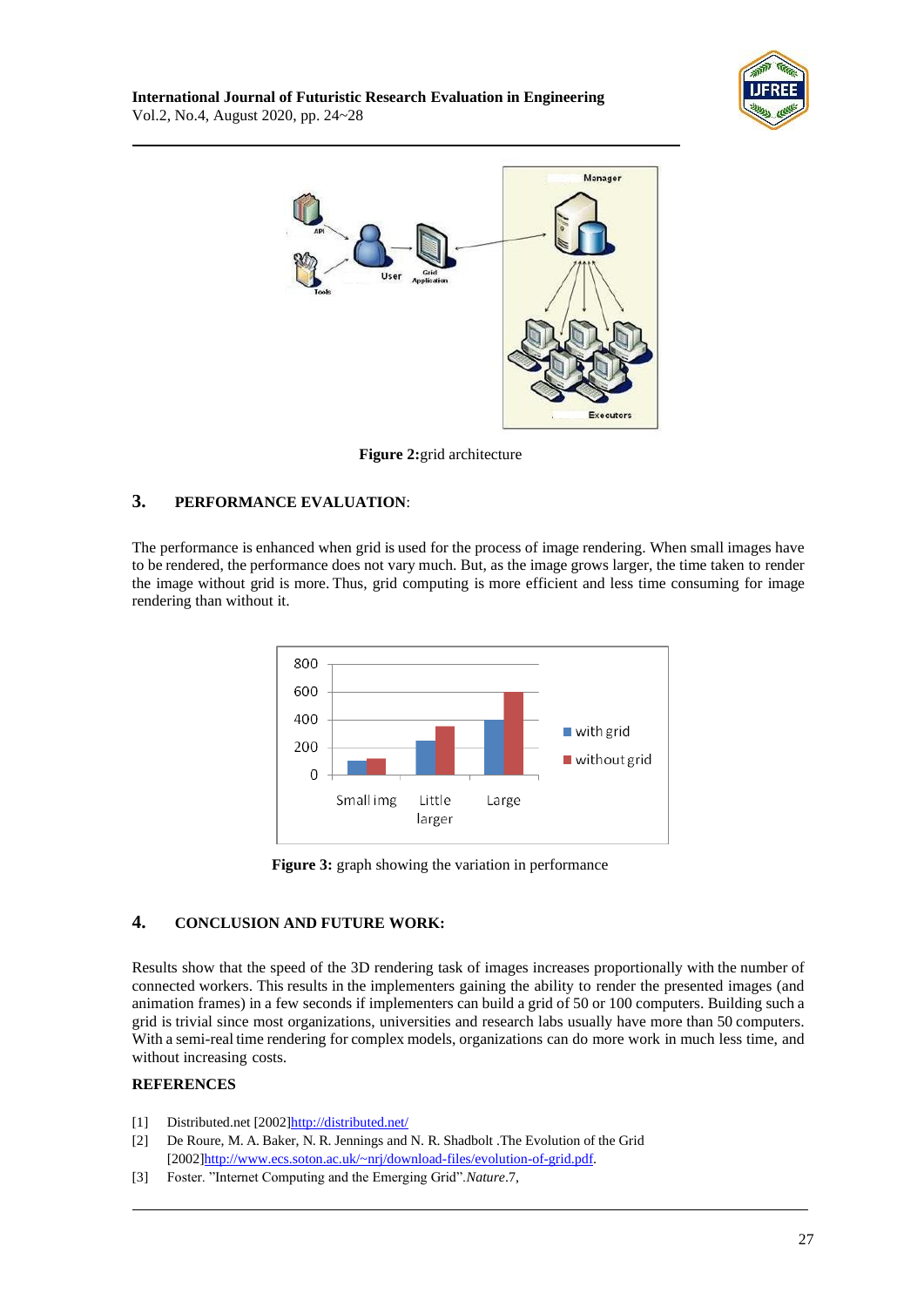Manager

API

User

Grid Application

Tools

Executors

**Figure 2:**grid architecture

## 3. PERFORMANCE EVALUATION:

The performance is enhanced when grid is used for the process of image rendering. When small images have to be rendered, the performance does not vary much. But, as the image grows larger, the time taken to render the image without grid is more. Thus, grid computing is more efficient and less time consuming for image rendering than without it.

800
600
400
200
0

Small img
Little larger
Large

with grid
without grid

**Figure 3:** graph showing the variation in performance

## 4. CONCLUSION AND FUTURE WORK:

Results show that the speed of the 3D rendering task of images increases proportionally with the number of connected workers. This results in the implementers gaining the ability to render the presented images (and animation frames) in a few seconds if implementers can build a grid of 50 or 100 computers. Building such a grid is trivial since most organizations, universities and research labs usually have more than 50 computers. With a semi-real time rendering for complex models, organizations can do more work in much less time, and without increasing costs.

### REFERENCES

[1] Distributed.net [2002]http://distributed.net/

[2] De Roure, M. A. Baker, N. R. Jennings and N. R. Shadbolt .The Evolution of the Grid [2002]http://www.ecs.soton.ac.uk/~nrj/download-files/evolution-of-grid.pdf.

[3] Foster. "Internet Computing and the Emerging Grid".*Nature*.7,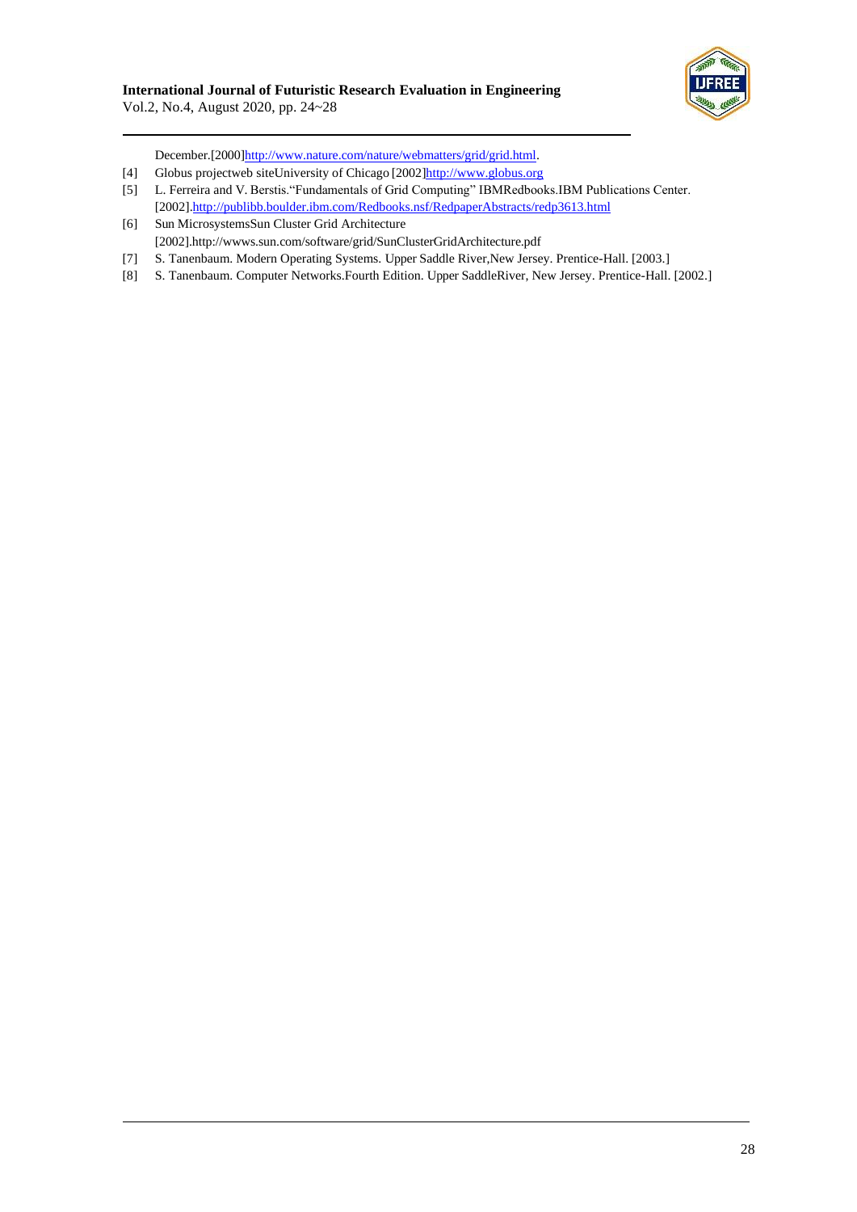December.[2000]http://www.nature.com/nature/webmatters/grid/grid.html.

[4] Globus projectweb siteUniversity of Chicago [2002]http://www.globus.org

[5] L. Ferreira and V. Berstis."Fundamentals of Grid Computing" IBMRedbooks.IBM Publications Center. [2002].http://publibb.boulder.ibm.com/Redbooks.nsf/RedpaperAbstracts/redp3613.html

[6] Sun MicrosystemsSun Cluster Grid Architecture [2002].http://wwws.sun.com/software/grid/SunClusterGridArchitecture.pdf

[7] S. Tanenbaum. Modern Operating Systems. Upper Saddle River,New Jersey. Prentice-Hall. [2003.]

[8] S. Tanenbaum. Computer Networks.Fourth Edition. Upper SaddleRiver, New Jersey. Prentice-Hall. [2002.]